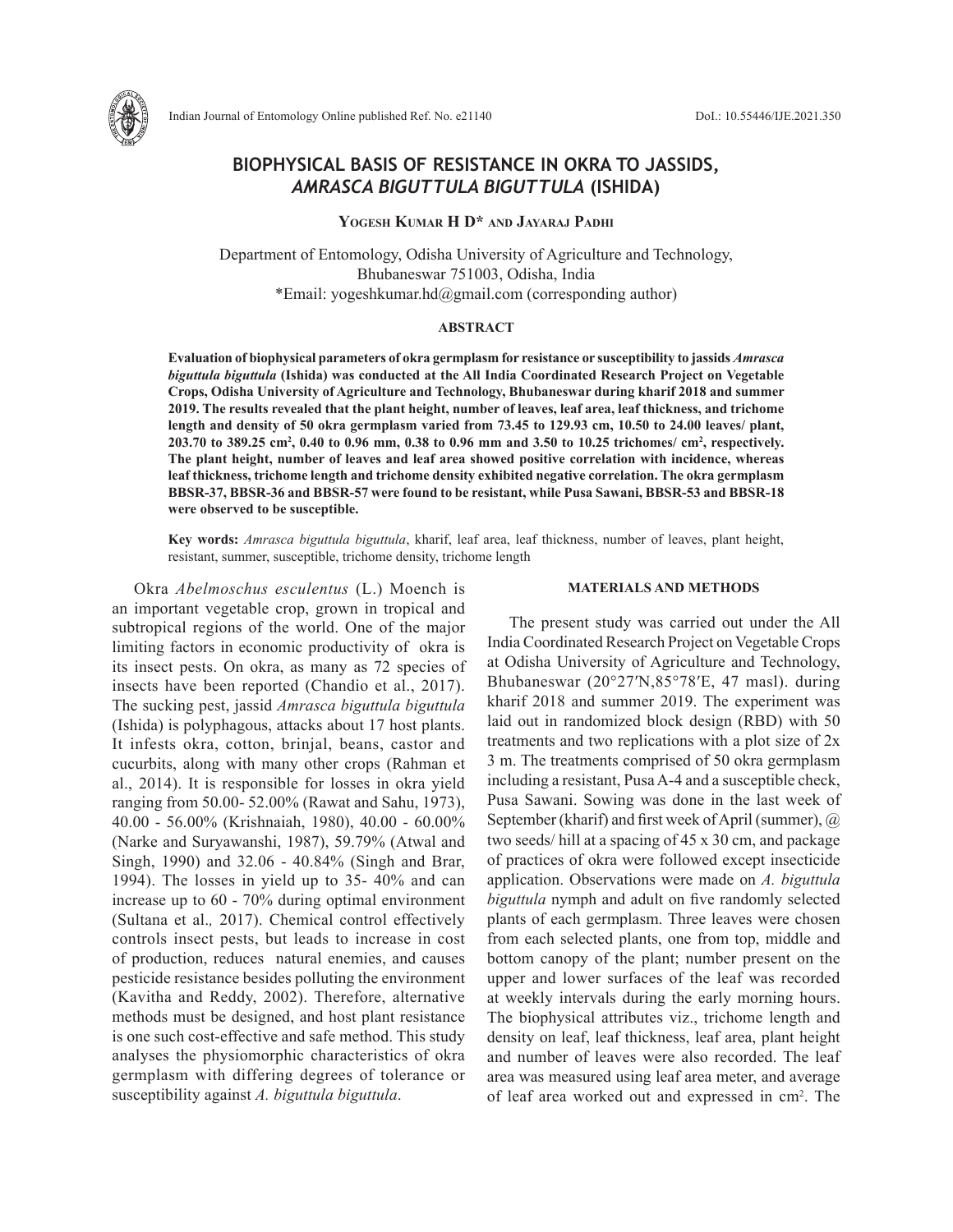# BIOPHYSICAL BASIS OF RESISTANCE IN OKRA TO JASSIDS, *AMRASCA BIGUTTULA BIGUTTULA* (ISHIDA)

**Yogesh Kumar H D* and Jayaraj Padhi**

Department of Entomology, Odisha University of Agriculture and Technology, Bhubaneswar 751003, Odisha, India
*Email: yogeshkumar.hd@gmail.com (corresponding author)

## ABSTRACT

**Evaluation of biophysical parameters of okra germplasm for resistance or susceptibility to jassids *Amrasca biguttula biguttula* (Ishida) was conducted at the All India Coordinated Research Project on Vegetable Crops, Odisha University of Agriculture and Technology, Bhubaneswar during kharif 2018 and summer 2019. The results revealed that the plant height, number of leaves, leaf area, leaf thickness, and trichome length and density of 50 okra germplasm varied from 73.45 to 129.93 cm, 10.50 to 24.00 leaves/ plant, 203.70 to 389.25 cm$^2$, 0.40 to 0.96 mm, 0.38 to 0.96 mm and 3.50 to 10.25 trichomes/ cm$^2$, respectively. The plant height, number of leaves and leaf area showed positive correlation with incidence, whereas leaf thickness, trichome length and trichome density exhibited negative correlation. The okra germplasm BBSR-37, BBSR-36 and BBSR-57 were found to be resistant, while Pusa Sawani, BBSR-53 and BBSR-18 were observed to be susceptible.**

**Key words:** *Amrasca biguttula biguttula*, kharif, leaf area, leaf thickness, number of leaves, plant height, resistant, summer, susceptible, trichome density, trichome length

Okra *Abelmoschus esculentus* (L.) Moench is an important vegetable crop, grown in tropical and subtropical regions of the world. One of the major limiting factors in economic productivity of okra is its insect pests. On okra, as many as 72 species of insects have been reported (Chandio et al., 2017). The sucking pest, jassid *Amrasca biguttula biguttula* (Ishida) is polyphagous, attacks about 17 host plants. It infests okra, cotton, brinjal, beans, castor and cucurbits, along with many other crops (Rahman et al., 2014). It is responsible for losses in okra yield ranging from 50.00- 52.00% (Rawat and Sahu, 1973), 40.00 - 56.00% (Krishnaiah, 1980), 40.00 - 60.00% (Narke and Suryawanshi, 1987), 59.79% (Atwal and Singh, 1990) and 32.06 - 40.84% (Singh and Brar, 1994). The losses in yield up to 35- 40% and can increase up to 60 - 70% during optimal environment (Sultana et al*.,* 2017). Chemical control effectively controls insect pests, but leads to increase in cost of production, reduces natural enemies, and causes pesticide resistance besides polluting the environment (Kavitha and Reddy, 2002). Therefore, alternative methods must be designed, and host plant resistance is one such cost-effective and safe method. This study analyses the physiomorphic characteristics of okra germplasm with differing degrees of tolerance or susceptibility against *A. biguttula biguttula*.

## MATERIALS AND METHODS

The present study was carried out under the All India Coordinated Research Project on Vegetable Crops at Odisha University of Agriculture and Technology, Bhubaneswar (20°27′N,85°78′E, 47 masl). during kharif 2018 and summer 2019. The experiment was laid out in randomized block design (RBD) with 50 treatments and two replications with a plot size of 2x 3 m. The treatments comprised of 50 okra germplasm including a resistant, Pusa A-4 and a susceptible check, Pusa Sawani. Sowing was done in the last week of September (kharif) and first week of April (summer), @ two seeds/ hill at a spacing of 45 x 30 cm, and package of practices of okra were followed except insecticide application. Observations were made on *A. biguttula biguttula* nymph and adult on five randomly selected plants of each germplasm. Three leaves were chosen from each selected plants, one from top, middle and bottom canopy of the plant; number present on the upper and lower surfaces of the leaf was recorded at weekly intervals during the early morning hours. The biophysical attributes viz., trichome length and density on leaf, leaf thickness, leaf area, plant height and number of leaves were also recorded. The leaf area was measured using leaf area meter, and average of leaf area worked out and expressed in cm$^2$. The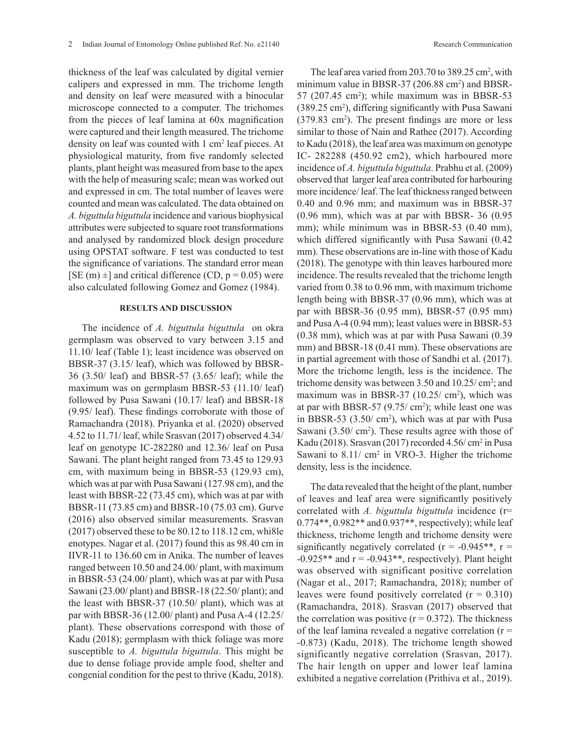thickness of the leaf was calculated by digital vernier calipers and expressed in mm. The trichome length and density on leaf were measured with a binocular microscope connected to a computer. The trichomes from the pieces of leaf lamina at 60x magnification were captured and their length measured. The trichome density on leaf was counted with 1 cm$^2$ leaf pieces. At physiological maturity, from five randomly selected plants, plant height was measured from base to the apex with the help of measuring scale; mean was worked out and expressed in cm. The total number of leaves were counted and mean was calculated. The data obtained on *A. biguttula biguttula* incidence and various biophysical attributes were subjected to square root transformations and analysed by randomized block design procedure using OPSTAT software. F test was conducted to test the significance of variations. The standard error mean [SE (m) ±] and critical difference (CD, p = 0.05) were also calculated following Gomez and Gomez (1984).

## RESULTS AND DISCUSSION

The incidence of *A. biguttula biguttula* on okra germplasm was observed to vary between 3.15 and 11.10/ leaf (Table 1); least incidence was observed on BBSR-37 (3.15/ leaf), which was followed by BBSR-36 (3.50/ leaf) and BBSR-57 (3.65/ leaf); while the maximum was on germplasm BBSR-53 (11.10/ leaf) followed by Pusa Sawani (10.17/ leaf) and BBSR-18 (9.95/ leaf). These findings corroborate with those of Ramachandra (2018). Priyanka et al. (2020) observed 4.52 to 11.71/ leaf, while Srasvan (2017) observed 4.34/ leaf on genotype IC-282280 and 12.36/ leaf on Pusa Sawani. The plant height ranged from 73.45 to 129.93 cm, with maximum being in BBSR-53 (129.93 cm), which was at par with Pusa Sawani (127.98 cm), and the least with BBSR-22 (73.45 cm), which was at par with BBSR-11 (73.85 cm) and BBSR-10 (75.03 cm). Gurve (2016) also observed similar measurements. Srasvan (2017) observed these to be 80.12 to 118.12 cm, whi8le enotypes. Nagar et al. (2017) found this as 98.40 cm in IIVR-11 to 136.60 cm in Anika. The number of leaves ranged between 10.50 and 24.00/ plant, with maximum in BBSR-53 (24.00/ plant), which was at par with Pusa Sawani (23.00/ plant) and BBSR-18 (22.50/ plant); and the least with BBSR-37 (10.50/ plant), which was at par with BBSR-36 (12.00/ plant) and Pusa A-4 (12.25/ plant). These observations correspond with those of Kadu (2018); germplasm with thick foliage was more susceptible to *A. biguttula biguttula*. This might be due to dense foliage provide ample food, shelter and congenial condition for the pest to thrive (Kadu, 2018).

The leaf area varied from 203.70 to 389.25 cm$^2$, with minimum value in BBSR-37 (206.88 cm$^2$) and BBSR-57 (207.45 cm$^2$); while maximum was in BBSR-53 (389.25 cm$^2$), differing significantly with Pusa Sawani (379.83 cm$^2$). The present findings are more or less similar to those of Nain and Rathee (2017). According to Kadu (2018), the leaf area was maximum on genotype IC- 282288 (450.92 cm2), which harboured more incidence of *A. biguttula biguttula*. Prabhu et al. (2009) observed that larger leaf area contributed for harbouring more incidence/ leaf. The leaf thickness ranged between 0.40 and 0.96 mm; and maximum was in BBSR-37 (0.96 mm), which was at par with BBSR- 36 (0.95 mm); while minimum was in BBSR-53 (0.40 mm), which differed significantly with Pusa Sawani (0.42 mm). These observations are in-line with those of Kadu (2018). The genotype with thin leaves harboured more incidence. The results revealed that the trichome length varied from 0.38 to 0.96 mm, with maximum trichome length being with BBSR-37 (0.96 mm), which was at par with BBSR-36 (0.95 mm), BBSR-57 (0.95 mm) and Pusa A-4 (0.94 mm); least values were in BBSR-53 (0.38 mm), which was at par with Pusa Sawani (0.39 mm) and BBSR-18 (0.41 mm). These observations are in partial agreement with those of Sandhi et al. (2017). More the trichome length, less is the incidence. The trichome density was between 3.50 and 10.25/ cm$^2$; and maximum was in BBSR-37 (10.25/ cm$^2$), which was at par with BBSR-57 (9.75/ cm$^2$); while least one was in BBSR-53 (3.50/ cm$^2$), which was at par with Pusa Sawani (3.50/ cm$^2$). These results agree with those of Kadu (2018). Srasvan (2017) recorded 4.56/ cm$^2$ in Pusa Sawani to 8.11/ cm$^2$ in VRO-3. Higher the trichome density, less is the incidence.

The data revealed that the height of the plant, number of leaves and leaf area were significantly positively correlated with *A. biguttula biguttula* incidence (r= 0.774**, 0.982** and 0.937**, respectively); while leaf thickness, trichome length and trichome density were significantly negatively correlated (r = -0.945**, r = -0.925** and r = -0.943**, respectively). Plant height was observed with significant positive correlation (Nagar et al., 2017; Ramachandra, 2018); number of leaves were found positively correlated (r = 0.310) (Ramachandra, 2018). Srasvan (2017) observed that the correlation was positive (r = 0.372). The thickness of the leaf lamina revealed a negative correlation (r = -0.873) (Kadu, 2018). The trichome length showed significantly negative correlation (Srasvan, 2017). The hair length on upper and lower leaf lamina exhibited a negative correlation (Prithiva et al., 2019).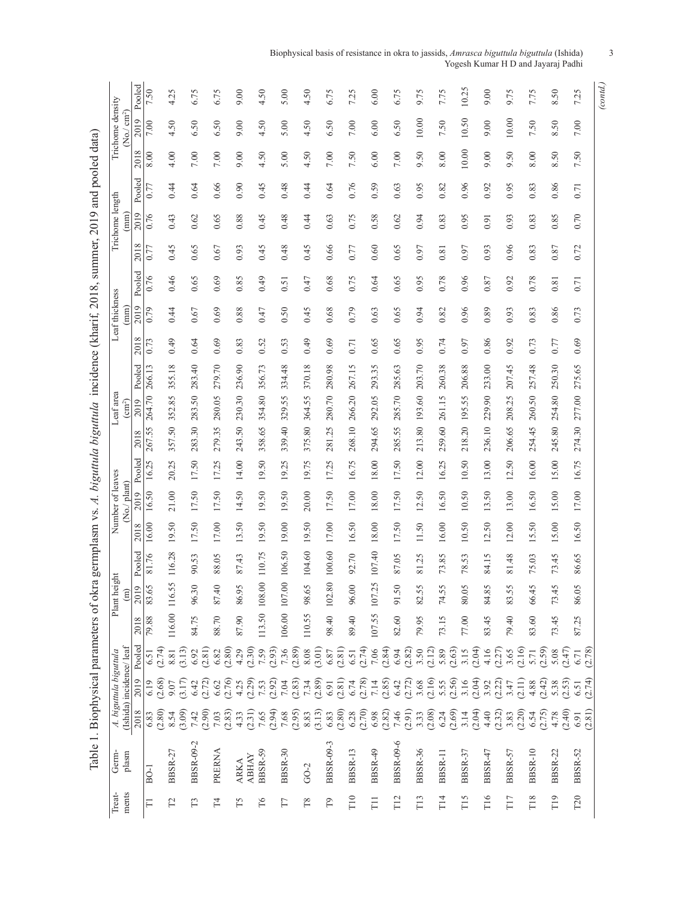Table 1. Biophysical parameters of okra germplasm vs. *A. biguttula biguttula* incidence (kharif, 2018, summer, 2019 and pooled data)

| Treatments | Germplasm | *A. biguttula biguttula* (Ishida) incidence/ leaf | | | Plant height (m) | | | Number of leaves (No./ plant) | | | Leaf area (cm²) | | | Leaf thickness (mm) | | | Trichome length (mm) | | | Trichome density (No./ cm²) | | |
|---|---|---|---|---|---|---|---|---|---|---|---|---|---|---|---|---|---|---|---|---|---|---|
| | | 2018 | 2019 | Pooled | 2018 | 2019 | Pooled | 2018 | 2019 | Pooled | 2018 | 2019 | Pooled | 2018 | 2019 | Pooled | 2018 | 2019 | Pooled | 2018 | 2019 | Pooled |
| T1 | BO-1 | 6.83 (2.80) | 6.19 (2.68) | 6.51 (2.74) | 79.88 | 83.65 | 81.76 | 16.00 | 16.50 | 16.25 | 267.55 | 264.70 | 266.13 | 0.73 | 0.79 | 0.76 | 0.77 | 0.76 | 0.77 | 8.00 | 7.00 | 7.50 |
| T2 | BBSR-27 | 8.54 (3.09) | 9.07 (3.17) | 8.81 (3.13) | 116.00 | 116.55 | 116.28 | 19.50 | 21.00 | 20.25 | 357.50 | 352.85 | 355.18 | 0.49 | 0.44 | 0.46 | 0.45 | 0.43 | 0.44 | 4.00 | 4.50 | 4.25 |
| T3 | BBSR-09-2 | 7.42 (2.90) | 6.42 (2.72) | 6.92 (2.81) | 84.75 | 96.30 | 90.53 | 17.50 | 17.50 | 17.50 | 283.30 | 283.50 | 283.40 | 0.64 | 0.67 | 0.65 | 0.65 | 0.62 | 0.64 | 7.00 | 6.50 | 6.75 |
| T4 | PRERNA | 7.03 (2.83) | 6.62 (2.76) | 6.82 (2.80) | 88.70 | 87.40 | 88.05 | 17.00 | 17.50 | 17.25 | 279.35 | 280.05 | 279.70 | 0.69 | 0.69 | 0.69 | 0.67 | 0.65 | 0.66 | 7.00 | 6.50 | 6.75 |
| T5 | ARKA ABHAY | 4.33 (2.31) | 4.25 (2.29) | 4.29 (2.30) | 87.90 | 86.95 | 87.43 | 13.50 | 14.50 | 14.00 | 243.50 | 230.30 | 236.90 | 0.83 | 0.88 | 0.85 | 0.93 | 0.88 | 0.90 | 9.00 | 9.00 | 9.00 |
| T6 | BBSR-59 | 7.65 (2.94) | 7.53 (2.92) | 7.59 (2.93) | 113.50 | 108.00 | 110.75 | 19.50 | 19.50 | 19.50 | 358.65 | 354.80 | 356.73 | 0.52 | 0.47 | 0.49 | 0.45 | 0.45 | 0.45 | 4.50 | 4.50 | 4.50 |
| T7 | BBSR-30 | 7.68 (2.95) | 7.04 (2.83) | 7.36 (2.89) | 106.00 | 107.00 | 106.50 | 19.00 | 19.50 | 19.25 | 339.40 | 329.55 | 334.48 | 0.53 | 0.50 | 0.51 | 0.48 | 0.48 | 0.48 | 5.00 | 5.00 | 5.00 |
| T8 | GO-2 | 8.83 (3.13) | 7.34 (2.89) | 8.08 (3.01) | 110.55 | 98.65 | 104.60 | 19.50 | 20.00 | 19.75 | 375.80 | 364.55 | 370.18 | 0.49 | 0.45 | 0.47 | 0.45 | 0.44 | 0.44 | 4.50 | 4.50 | 4.50 |
| T9 | BBSR-09-3 | 6.83 (2.80) | 6.91 (2.81) | 6.87 (2.81) | 98.40 | 102.80 | 100.60 | 17.00 | 17.50 | 17.25 | 281.25 | 280.70 | 280.98 | 0.69 | 0.68 | 0.68 | 0.66 | 0.63 | 0.64 | 7.00 | 6.50 | 6.75 |
| T10 | BBSR-13 | 6.28 (2.70) | 6.74 (2.78) | 6.51 (2.74) | 89.40 | 96.00 | 92.70 | 16.50 | 17.00 | 16.75 | 268.10 | 266.20 | 267.15 | 0.71 | 0.79 | 0.75 | 0.77 | 0.75 | 0.76 | 7.50 | 7.00 | 7.25 |
| T11 | BBSR-49 | 6.98 (2.82) | 7.14 (2.85) | 7.06 (2.84) | 107.55 | 107.25 | 107.40 | 18.00 | 18.00 | 18.00 | 294.65 | 292.05 | 293.35 | 0.65 | 0.63 | 0.64 | 0.60 | 0.58 | 0.59 | 6.00 | 6.00 | 6.00 |
| T12 | BBSR-09-6 | 7.46 (2.91) | 6.42 (2.72) | 6.94 (2.82) | 82.60 | 91.50 | 87.05 | 17.50 | 17.50 | 17.50 | 285.55 | 285.70 | 285.63 | 0.65 | 0.65 | 0.65 | 0.65 | 0.62 | 0.63 | 7.00 | 6.50 | 6.75 |
| T13 | BBSR-36 | 3.33 (2.08) | 3.68 (2.16) | 3.50 (2.12) | 79.95 | 82.55 | 81.25 | 11.50 | 12.50 | 12.00 | 213.80 | 193.60 | 203.70 | 0.95 | 0.94 | 0.95 | 0.97 | 0.94 | 0.95 | 9.50 | 10.00 | 9.75 |
| T14 | BBSR-11 | 6.24 (2.69) | 5.55 (2.56) | 5.89 (2.63) | 73.15 | 74.55 | 73.85 | 16.00 | 16.50 | 16.25 | 259.60 | 261.15 | 260.38 | 0.74 | 0.82 | 0.78 | 0.81 | 0.83 | 0.82 | 8.00 | 7.50 | 7.75 |
| T15 | BBSR-37 | 3.14 (2.04) | 3.16 (2.04) | 3.15 (2.04) | 77.00 | 80.05 | 78.53 | 10.50 | 10.50 | 10.50 | 218.20 | 195.55 | 206.88 | 0.97 | 0.96 | 0.96 | 0.97 | 0.95 | 0.96 | 10.00 | 10.50 | 10.25 |
| T16 | BBSR-47 | 4.40 (2.32) | 3.92 (2.22) | 4.16 (2.27) | 83.45 | 84.85 | 84.15 | 12.50 | 13.50 | 13.00 | 236.10 | 229.90 | 233.00 | 0.86 | 0.89 | 0.87 | 0.93 | 0.91 | 0.92 | 9.00 | 9.00 | 9.00 |
| T17 | BBSR-57 | 3.83 (2.20) | 3.47 (2.11) | 3.65 (2.16) | 79.40 | 83.55 | 81.48 | 12.00 | 13.00 | 12.50 | 206.65 | 208.25 | 207.45 | 0.92 | 0.93 | 0.92 | 0.96 | 0.93 | 0.95 | 9.50 | 10.00 | 9.75 |
| T18 | BBSR-10 | 6.54 (2.75) | 4.88 (2.42) | 5.71 (2.59) | 83.60 | 66.45 | 75.03 | 15.50 | 16.50 | 16.00 | 254.45 | 260.50 | 257.48 | 0.73 | 0.83 | 0.78 | 0.83 | 0.83 | 0.83 | 8.00 | 7.50 | 7.75 |
| T19 | BBSR-22 | 4.78 (2.40) | 5.38 (2.53) | 5.08 (2.47) | 73.45 | 73.45 | 73.45 | 15.00 | 15.00 | 15.00 | 245.80 | 254.80 | 250.30 | 0.77 | 0.86 | 0.81 | 0.87 | 0.85 | 0.86 | 8.50 | 8.50 | 8.50 |
| T20 | BBSR-52 | 6.91 (2.81) | 6.51 (2.74) | 6.71 (2.78) | 87.25 | 86.05 | 86.65 | 16.50 | 17.00 | 16.75 | 274.30 | 277.00 | 275.65 | 0.69 | 0.73 | 0.71 | 0.72 | 0.70 | 0.71 | 7.50 | 7.00 | 7.25 |

*(contd.)*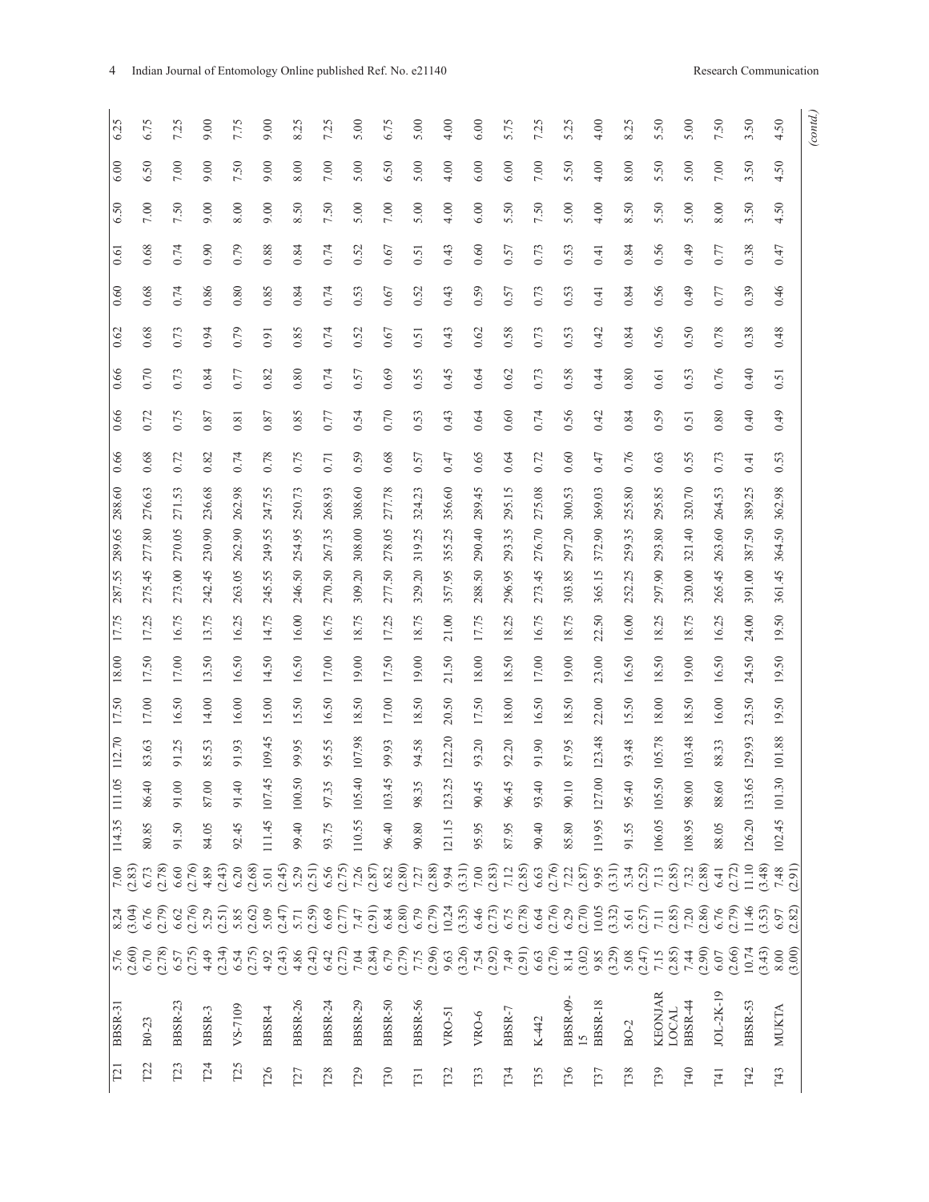| | | | | | | | | | | | | | | | | | | | | | | |
|---|---|---|---|---|---|---|---|---|---|---|---|---|---|---|---|---|---|---|---|---|---|---|
| T21 | BBSR-31 | 5.76 (2.60) | 8.24 (3.04) | 7.00 (2.83) | 114.35 | 111.05 | 112.70 | 17.50 | 18.00 | 17.75 | 287.55 | 289.65 | 288.60 | 0.66 | 0.66 | 0.66 | 0.62 | 0.60 | 0.61 | 6.50 | 6.00 | 6.25 |
| T22 | B0-23 | 6.70 (2.78) | 6.76 (2.79) | 6.73 (2.78) | 80.85 | 86.40 | 83.63 | 17.00 | 17.50 | 17.25 | 275.45 | 277.80 | 276.63 | 0.68 | 0.72 | 0.70 | 0.68 | 0.68 | 0.68 | 7.00 | 6.50 | 6.75 |
| T23 | BBSR-23 | 6.57 (2.75) | 6.62 (2.76) | 6.60 (2.76) | 91.50 | 91.00 | 91.25 | 16.50 | 17.00 | 16.75 | 273.00 | 270.05 | 271.53 | 0.72 | 0.75 | 0.73 | 0.73 | 0.74 | 0.74 | 7.50 | 7.00 | 7.25 |
| T24 | BBSR-3 | 4.49 (2.34) | 5.29 (2.51) | 4.89 (2.43) | 84.05 | 87.00 | 85.53 | 14.00 | 13.50 | 13.75 | 242.45 | 230.90 | 236.68 | 0.82 | 0.87 | 0.84 | 0.94 | 0.86 | 0.90 | 9.00 | 9.00 | 9.00 |
| T25 | VS-7109 | 6.54 (2.75) | 5.85 (2.62) | 6.20 (2.68) | 92.45 | 91.40 | 91.93 | 16.00 | 16.50 | 16.25 | 263.05 | 262.90 | 262.98 | 0.74 | 0.81 | 0.77 | 0.79 | 0.80 | 0.79 | 8.00 | 7.50 | 7.75 |
| T26 | BBSR-4 | 4.92 (2.43) | 5.09 (2.47) | 5.01 (2.45) | 111.45 | 107.45 | 109.45 | 15.00 | 14.50 | 14.75 | 245.55 | 249.55 | 247.55 | 0.78 | 0.87 | 0.82 | 0.91 | 0.85 | 0.88 | 9.00 | 9.00 | 9.00 |
| T27 | BBSR-26 | 4.86 (2.42) | 5.71 (2.59) | 5.29 (2.51) | 99.40 | 100.50 | 99.95 | 15.50 | 16.50 | 16.00 | 246.50 | 254.95 | 250.73 | 0.75 | 0.85 | 0.80 | 0.85 | 0.84 | 0.84 | 8.50 | 8.00 | 8.25 |
| T28 | BBSR-24 | 6.42 (2.72) | 6.69 (2.77) | 6.56 (2.75) | 93.75 | 97.35 | 95.55 | 16.50 | 17.00 | 16.75 | 270.50 | 267.35 | 268.93 | 0.71 | 0.77 | 0.74 | 0.74 | 0.74 | 0.74 | 7.50 | 7.00 | 7.25 |
| T29 | BBSR-29 | 7.04 (2.84) | 7.47 (2.91) | 7.26 (2.87) | 110.55 | 105.40 | 107.98 | 18.50 | 19.00 | 18.75 | 309.20 | 308.00 | 308.60 | 0.59 | 0.54 | 0.57 | 0.52 | 0.53 | 0.52 | 5.00 | 5.00 | 5.00 |
| T30 | BBSR-50 | 6.79 (2.79) | 6.84 (2.80) | 6.82 (2.80) | 96.40 | 103.45 | 99.93 | 17.00 | 17.50 | 17.25 | 277.50 | 278.05 | 277.78 | 0.68 | 0.70 | 0.69 | 0.67 | 0.67 | 0.67 | 7.00 | 6.50 | 6.75 |
| T31 | BBSR-56 | 7.75 (2.96) | 6.79 (2.79) | 7.27 (2.88) | 90.80 | 98.35 | 94.58 | 18.50 | 19.00 | 18.75 | 329.20 | 319.25 | 324.23 | 0.57 | 0.53 | 0.55 | 0.51 | 0.52 | 0.51 | 5.00 | 5.00 | 5.00 |
| T32 | VRO-51 | 9.63 (3.26) | 10.24 (3.35) | 9.94 (3.31) | 121.15 | 123.25 | 122.20 | 20.50 | 21.50 | 21.00 | 357.95 | 355.25 | 356.60 | 0.47 | 0.43 | 0.45 | 0.43 | 0.43 | 0.43 | 4.00 | 4.00 | 4.00 |
| T33 | VRO-6 | 7.54 (2.92) | 6.46 (2.73) | 7.00 (2.83) | 95.95 | 90.45 | 93.20 | 17.50 | 18.00 | 17.75 | 288.50 | 290.40 | 289.45 | 0.65 | 0.64 | 0.64 | 0.62 | 0.59 | 0.60 | 6.00 | 6.00 | 6.00 |
| T34 | BBSR-7 | 7.49 (2.91) | 6.75 (2.78) | 7.12 (2.85) | 87.95 | 96.45 | 92.20 | 18.00 | 18.50 | 18.25 | 296.95 | 293.35 | 295.15 | 0.64 | 0.60 | 0.62 | 0.58 | 0.57 | 0.57 | 5.50 | 6.00 | 5.75 |
| T35 | K-442 | 6.63 (2.76) | 6.64 (2.76) | 6.63 (2.76) | 90.40 | 93.40 | 91.90 | 16.50 | 17.00 | 16.75 | 273.45 | 276.70 | 275.08 | 0.72 | 0.74 | 0.73 | 0.73 | 0.73 | 0.73 | 7.50 | 7.00 | 7.25 |
| T36 | BBSR-09-15 | 8.14 (3.02) | 6.29 (2.70) | 7.22 (2.87) | 85.80 | 90.10 | 87.95 | 18.50 | 19.00 | 18.75 | 303.85 | 297.20 | 300.53 | 0.60 | 0.56 | 0.58 | 0.53 | 0.53 | 0.53 | 5.00 | 5.50 | 5.25 |
| T37 | BBSR-18 | 9.85 (3.29) | 10.05 (3.32) | 9.95 (3.31) | 119.95 | 127.00 | 123.48 | 22.00 | 23.00 | 22.50 | 365.15 | 372.90 | 369.03 | 0.47 | 0.42 | 0.44 | 0.42 | 0.41 | 0.41 | 4.00 | 4.00 | 4.00 |
| T38 | BO-2 | 5.08 (2.47) | 5.61 (2.57) | 5.34 (2.52) | 91.55 | 95.40 | 93.48 | 15.50 | 16.50 | 16.00 | 252.25 | 259.35 | 255.80 | 0.76 | 0.84 | 0.80 | 0.84 | 0.84 | 0.84 | 8.50 | 8.00 | 8.25 |
| T39 | KEONJAR LOCAL | 7.15 (2.85) | 7.11 (2.85) | 7.13 (2.85) | 106.05 | 105.50 | 105.78 | 18.00 | 18.50 | 18.25 | 297.90 | 293.80 | 295.85 | 0.63 | 0.59 | 0.61 | 0.56 | 0.56 | 0.56 | 5.50 | 5.50 | 5.50 |
| T40 | BBSR-44 | 7.44 (2.90) | 7.20 (2.86) | 7.32 (2.88) | 108.95 | 98.00 | 103.48 | 18.50 | 19.00 | 18.75 | 320.00 | 321.40 | 320.70 | 0.55 | 0.51 | 0.53 | 0.50 | 0.49 | 0.49 | 5.00 | 5.00 | 5.00 |
| T41 | JOL-2K-19 | 6.07 (2.66) | 6.76 (2.79) | 6.41 (2.72) | 88.05 | 88.60 | 88.33 | 16.00 | 16.50 | 16.25 | 265.45 | 263.60 | 264.53 | 0.73 | 0.80 | 0.76 | 0.78 | 0.77 | 0.77 | 8.00 | 7.00 | 7.50 |
| T42 | BBSR-53 | 10.74 (3.43) | 11.46 (3.53) | 11.10 (3.48) | 126.20 | 133.65 | 129.93 | 23.50 | 24.50 | 24.00 | 391.00 | 387.50 | 389.25 | 0.41 | 0.40 | 0.40 | 0.38 | 0.39 | 0.38 | 3.50 | 3.50 | 3.50 |
| T43 | MUKTA | 8.00 (3.00) | 6.97 (2.82) | 7.48 (2.91) | 102.45 | 101.30 | 101.88 | 19.50 | 19.50 | 19.50 | 361.45 | 364.50 | 362.98 | 0.53 | 0.49 | 0.51 | 0.48 | 0.46 | 0.47 | 4.50 | 4.50 | 4.50 |

*(contd.)*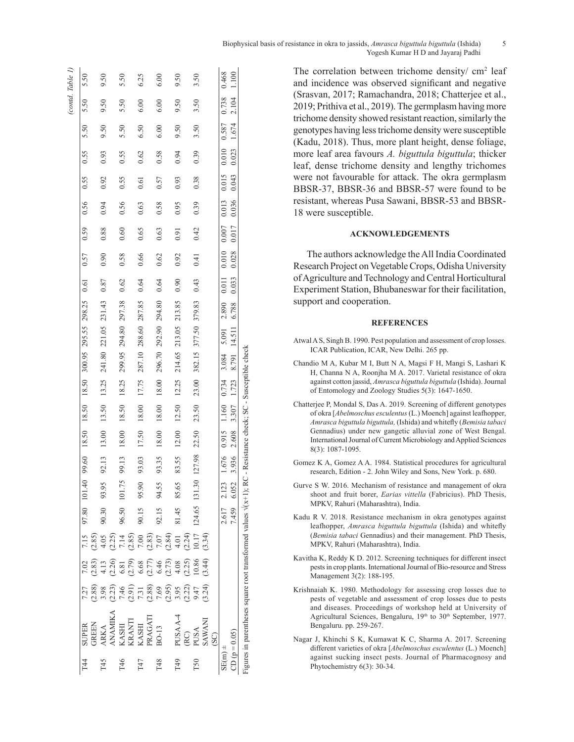*(contd. Table 1)*

| | | | | | | | | | | | | | | | | | | | | | | |
|---|---|---|---|---|---|---|---|---|---|---|---|---|---|---|---|---|---|---|---|---|---|---|
| T44 | SUPER GREEN | 7.27 (2.88) | 7.02 (2.83) | 7.15 (2.85) | 97.80 | 101.40 | 99.60 | 18.50 | 18.50 | 18.50 | 300.95 | 295.55 | 298.25 | 0.61 | 0.57 | 0.59 | 0.56 | 0.55 | 0.55 | 5.50 | 5.50 | 5.50 |
| T45 | ARKA ANAMIKA | 3.98 (2.23) | 4.13 (2.26) | 4.05 (2.25) | 90.30 | 93.95 | 92.13 | 13.00 | 13.50 | 13.25 | 241.80 | 221.05 | 231.43 | 0.87 | 0.90 | 0.88 | 0.94 | 0.92 | 0.93 | 9.50 | 9.50 | 9.50 |
| T46 | KASHI KRANTI | 7.46 (2.91) | 6.81 (2.79) | 7.14 (2.85) | 96.50 | 101.75 | 99.13 | 18.00 | 18.50 | 18.25 | 299.95 | 294.80 | 297.38 | 0.62 | 0.58 | 0.60 | 0.56 | 0.55 | 0.55 | 5.50 | 5.50 | 5.50 |
| T47 | KASHI PRAGATI | 7.31 (2.88) | 6.68 (2.77) | 7.00 (2.83) | 90.15 | 95.90 | 93.03 | 17.50 | 18.00 | 17.75 | 287.10 | 288.60 | 287.85 | 0.64 | 0.66 | 0.65 | 0.63 | 0.61 | 0.62 | 6.50 | 6.00 | 6.25 |
| T48 | BO-13 | 7.69 (2.95) | 6.46 (2.73) | 7.07 (2.84) | 92.15 | 94.55 | 93.35 | 18.00 | 18.00 | 18.00 | 296.70 | 292.90 | 294.80 | 0.64 | 0.62 | 0.63 | 0.58 | 0.57 | 0.58 | 6.00 | 6.00 | 6.00 |
| T49 | PUSA A-4 (RC) | 3.95 (2.22) | 4.08 (2.25) | 4.01 (2.24) | 81.45 | 85.65 | 83.55 | 12.00 | 12.50 | 12.25 | 214.65 | 213.05 | 213.85 | 0.90 | 0.92 | 0.91 | 0.95 | 0.93 | 0.94 | 9.50 | 9.50 | 9.50 |
| T50 | PUSA SAWANI (SC) | 9.47 (3.24) | 10.86 (3.44) | 10.17 (3.34) | 124.65 | 131.30 | 127.98 | 22.50 | 23.50 | 23.00 | 382.15 | 377.50 | 379.83 | 0.43 | 0.41 | 0.42 | 0.39 | 0.38 | 0.39 | 3.50 | 3.50 | 3.50 |
| SE(m) ± | | | | | 2.617 | 2.123 | 1.676 | 0.915 | 1.160 | 0.734 | 3.084 | 5.091 | 2.890 | 0.011 | 0.010 | 0.007 | 0.013 | 0.015 | 0.010 | 0.587 | 0.738 | 0.468 |
| CD (p = 0.05) | | | | | 7.459 | 6.052 | 3.936 | 2.608 | 3.307 | 1.723 | 8.791 | 14.511 | 6.788 | 0.033 | 0.028 | 0.017 | 0.036 | 0.043 | 0.023 | 1.674 | 2.104 | 1.100 |

Figures in parentheses square root transformed values $\sqrt{(x+1)}$; RC - Resistance check; SC - Susceptible check

The correlation between trichome density/ cm$^2$ leaf and incidence was observed significant and negative (Srasvan, 2017; Ramachandra, 2018; Chatterjee et al., 2019; Prithiva et al., 2019). The germplasm having more trichome density showed resistant reaction, similarly the genotypes having less trichome density were susceptible (Kadu, 2018). Thus, more plant height, dense foliage, more leaf area favours *A. biguttula biguttula*; thicker leaf, dense trichome density and lengthy trichomes were not favourable for attack. The okra germplasm BBSR-37, BBSR-36 and BBSR-57 were found to be resistant, whereas Pusa Sawani, BBSR-53 and BBSR-18 were susceptible.

## ACKNOWLEDGEMENTS

The authors acknowledge the All India Coordinated Research Project on Vegetable Crops, Odisha University of Agriculture and Technology and Central Horticultural Experiment Station, Bhubaneswar for their facilitation, support and cooperation.

## REFERENCES

Atwal A S, Singh B. 1990. Pest population and assessment of crop losses. ICAR Publication, ICAR, New Delhi. 265 pp.

Chandio M A, Kubar M I, Butt N A, Magsi F H, Mangi S, Lashari K H, Channa N A, Roonjha M A. 2017. Varietal resistance of okra against cotton jassid, *Amrasca biguttula biguttula* (Ishida). Journal of Entomology and Zoology Studies 5(3): 1647-1650.

Chatterjee P, Mondal S, Das A. 2019. Screening of different genotypes of okra [*Abelmoschus esculentus* (L.) Moench] against leafhopper, *Amrasca biguttula biguttula,* (Ishida) and whitefly (*Bemisia tabaci* Gennadius) under new gangetic alluvial zone of West Bengal. International Journal of Current Microbiology and Applied Sciences 8(3): 1087-1095.

Gomez K A, Gomez A A. 1984. Statistical procedures for agricultural research, Edition - 2. John Wiley and Sons, New York. p. 680.

Gurve S W. 2016. Mechanism of resistance and management of okra shoot and fruit borer, *Earias vittella* (Fabricius). PhD Thesis, MPKV, Rahuri (Maharashtra), India.

Kadu R V. 2018. Resistance mechanism in okra genotypes against leafhopper, *Amrasca biguttula biguttula* (Ishida) and whitefly (*Bemisia tabaci* Gennadius) and their management. PhD Thesis, MPKV, Rahuri (Maharashtra), India.

Kavitha K, Reddy K D. 2012. Screening techniques for different insect pests in crop plants. International Journal of Bio-resource and Stress Management 3(2): 188-195.

Krishnaiah K. 1980. Methodology for assessing crop losses due to pests of vegetable and assessment of crop losses due to pests and diseases. Proceedings of workshop held at University of Agricultural Sciences, Bengaluru, 19th to 30th September, 1977. Bengaluru. pp. 259-267.

Nagar J, Khinchi S K, Kumawat K C, Sharma A. 2017. Screening different varieties of okra [*Abelmoschus esculentus* (L.) Moench] against sucking insect pests. Journal of Pharmacognosy and Phytochemistry 6(3): 30-34.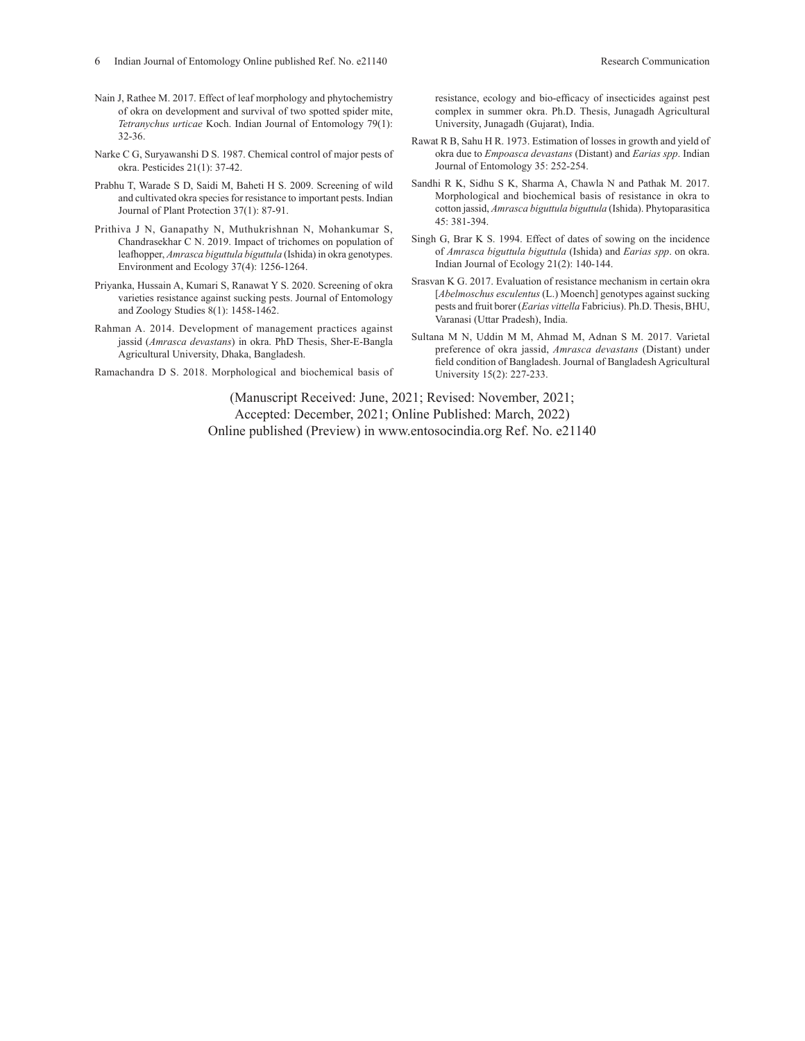Nain J, Rathee M. 2017. Effect of leaf morphology and phytochemistry of okra on development and survival of two spotted spider mite, *Tetranychus urticae* Koch. Indian Journal of Entomology 79(1): 32-36.

Narke C G, Suryawanshi D S. 1987. Chemical control of major pests of okra. Pesticides 21(1): 37-42.

Prabhu T, Warade S D, Saidi M, Baheti H S. 2009. Screening of wild and cultivated okra species for resistance to important pests. Indian Journal of Plant Protection 37(1): 87-91.

Prithiva J N, Ganapathy N, Muthukrishnan N, Mohankumar S, Chandrasekhar C N. 2019. Impact of trichomes on population of leafhopper, *Amrasca biguttula biguttula* (Ishida) in okra genotypes. Environment and Ecology 37(4): 1256-1264.

Priyanka, Hussain A, Kumari S, Ranawat Y S. 2020. Screening of okra varieties resistance against sucking pests. Journal of Entomology and Zoology Studies 8(1): 1458-1462.

Rahman A. 2014. Development of management practices against jassid (*Amrasca devastans*) in okra. PhD Thesis, Sher-E-Bangla Agricultural University, Dhaka, Bangladesh.

Ramachandra D S. 2018. Morphological and biochemical basis of resistance, ecology and bio-efficacy of insecticides against pest complex in summer okra. Ph.D. Thesis, Junagadh Agricultural University, Junagadh (Gujarat), India.

Rawat R B, Sahu H R. 1973. Estimation of losses in growth and yield of okra due to *Empoasca devastans* (Distant) and *Earias spp*. Indian Journal of Entomology 35: 252-254.

Sandhi R K, Sidhu S K, Sharma A, Chawla N and Pathak M. 2017. Morphological and biochemical basis of resistance in okra to cotton jassid, *Amrasca biguttula biguttula* (Ishida). Phytoparasitica 45: 381-394.

Singh G, Brar K S. 1994. Effect of dates of sowing on the incidence of *Amrasca biguttula biguttula* (Ishida) and *Earias spp*. on okra. Indian Journal of Ecology 21(2): 140-144.

Srasvan K G. 2017. Evaluation of resistance mechanism in certain okra [*Abelmoschus esculentus* (L.) Moench] genotypes against sucking pests and fruit borer (*Earias vittella* Fabricius). Ph.D. Thesis, BHU, Varanasi (Uttar Pradesh), India.

Sultana M N, Uddin M M, Ahmad M, Adnan S M. 2017. Varietal preference of okra jassid, *Amrasca devastans* (Distant) under field condition of Bangladesh. Journal of Bangladesh Agricultural University 15(2): 227-233.

(Manuscript Received: June, 2021; Revised: November, 2021;
Accepted: December, 2021; Online Published: March, 2022)
Online published (Preview) in www.entosocindia.org Ref. No. e21140